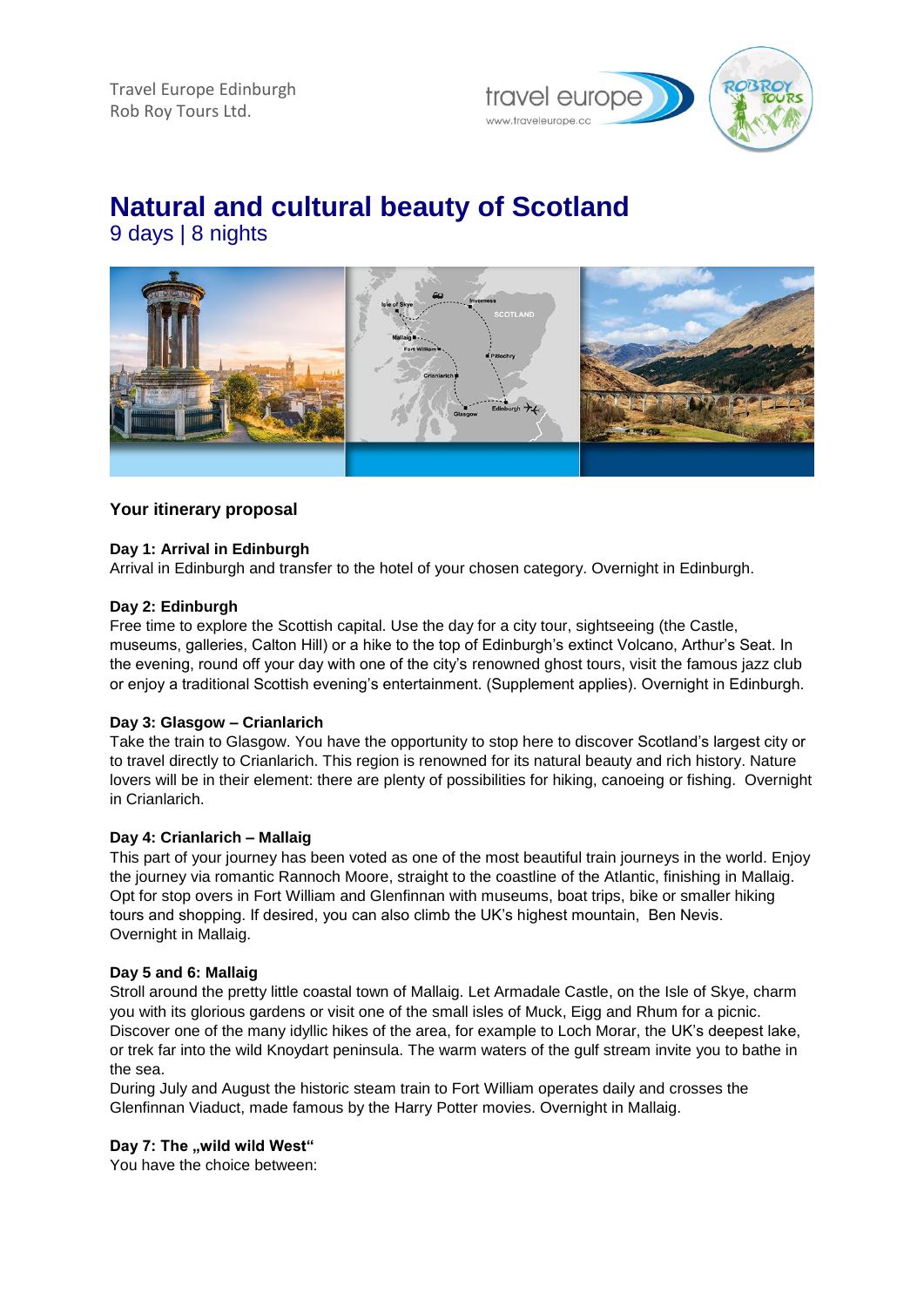Travel Europe Edinburgh
Rob Roy Tours Ltd.

# Natural and cultural beauty of Scotland

9 days | 8 nights

## Your itinerary proposal

**Day 1: Arrival in Edinburgh**
Arrival in Edinburgh and transfer to the hotel of your chosen category. Overnight in Edinburgh.

**Day 2: Edinburgh**
Free time to explore the Scottish capital. Use the day for a city tour, sightseeing (the Castle, museums, galleries, Calton Hill) or a hike to the top of Edinburgh's extinct Volcano, Arthur's Seat. In the evening, round off your day with one of the city's renowned ghost tours, visit the famous jazz club or enjoy a traditional Scottish evening's entertainment. (Supplement applies). Overnight in Edinburgh.

**Day 3: Glasgow – Crianlarich**
Take the train to Glasgow. You have the opportunity to stop here to discover Scotland's largest city or to travel directly to Crianlarich. This region is renowned for its natural beauty and rich history. Nature lovers will be in their element: there are plenty of possibilities for hiking, canoeing or fishing. Overnight in Crianlarich.

**Day 4: Crianlarich – Mallaig**
This part of your journey has been voted as one of the most beautiful train journeys in the world. Enjoy the journey via romantic Rannoch Moore, straight to the coastline of the Atlantic, finishing in Mallaig. Opt for stop overs in Fort William and Glenfinnan with museums, boat trips, bike or smaller hiking tours and shopping. If desired, you can also climb the UK's highest mountain, Ben Nevis. Overnight in Mallaig.

**Day 5 and 6: Mallaig**
Stroll around the pretty little coastal town of Mallaig. Let Armadale Castle, on the Isle of Skye, charm you with its glorious gardens or visit one of the small isles of Muck, Eigg and Rhum for a picnic. Discover one of the many idyllic hikes of the area, for example to Loch Morar, the UK's deepest lake, or trek far into the wild Knoydart peninsula. The warm waters of the gulf stream invite you to bathe in the sea.
During July and August the historic steam train to Fort William operates daily and crosses the Glenfinnan Viaduct, made famous by the Harry Potter movies. Overnight in Mallaig.

**Day 7: The „wild wild West"**
You have the choice between: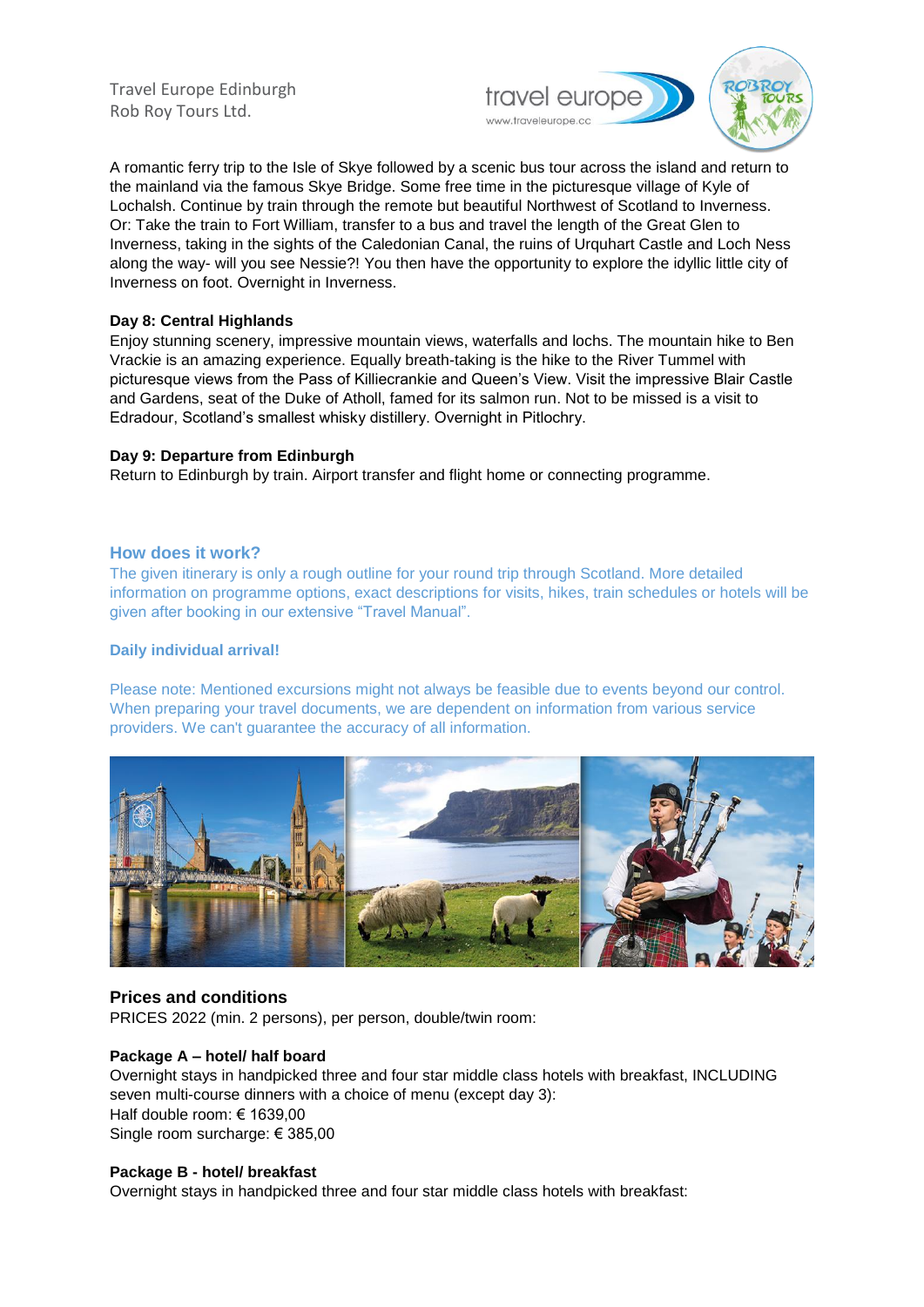A romantic ferry trip to the Isle of Skye followed by a scenic bus tour across the island and return to the mainland via the famous Skye Bridge. Some free time in the picturesque village of Kyle of Lochalsh. Continue by train through the remote but beautiful Northwest of Scotland to Inverness. Or: Take the train to Fort William, transfer to a bus and travel the length of the Great Glen to Inverness, taking in the sights of the Caledonian Canal, the ruins of Urquhart Castle and Loch Ness along the way- will you see Nessie?! You then have the opportunity to explore the idyllic little city of Inverness on foot. Overnight in Inverness.

**Day 8: Central Highlands**
Enjoy stunning scenery, impressive mountain views, waterfalls and lochs. The mountain hike to Ben Vrackie is an amazing experience. Equally breath-taking is the hike to the River Tummel with picturesque views from the Pass of Killiecrankie and Queen's View. Visit the impressive Blair Castle and Gardens, seat of the Duke of Atholl, famed for its salmon run. Not to be missed is a visit to Edradour, Scotland's smallest whisky distillery. Overnight in Pitlochry.

**Day 9: Departure from Edinburgh**
Return to Edinburgh by train. Airport transfer and flight home or connecting programme.

## How does it work?

The given itinerary is only a rough outline for your round trip through Scotland. More detailed information on programme options, exact descriptions for visits, hikes, train schedules or hotels will be given after booking in our extensive "Travel Manual".

**Daily individual arrival!**

Please note: Mentioned excursions might not always be feasible due to events beyond our control. When preparing your travel documents, we are dependent on information from various service providers. We can't guarantee the accuracy of all information.

## Prices and conditions

PRICES 2022 (min. 2 persons), per person, double/twin room:

**Package A – hotel/ half board**
Overnight stays in handpicked three and four star middle class hotels with breakfast, INCLUDING seven multi-course dinners with a choice of menu (except day 3):
Half double room: € 1639,00
Single room surcharge: € 385,00

**Package B - hotel/ breakfast**
Overnight stays in handpicked three and four star middle class hotels with breakfast: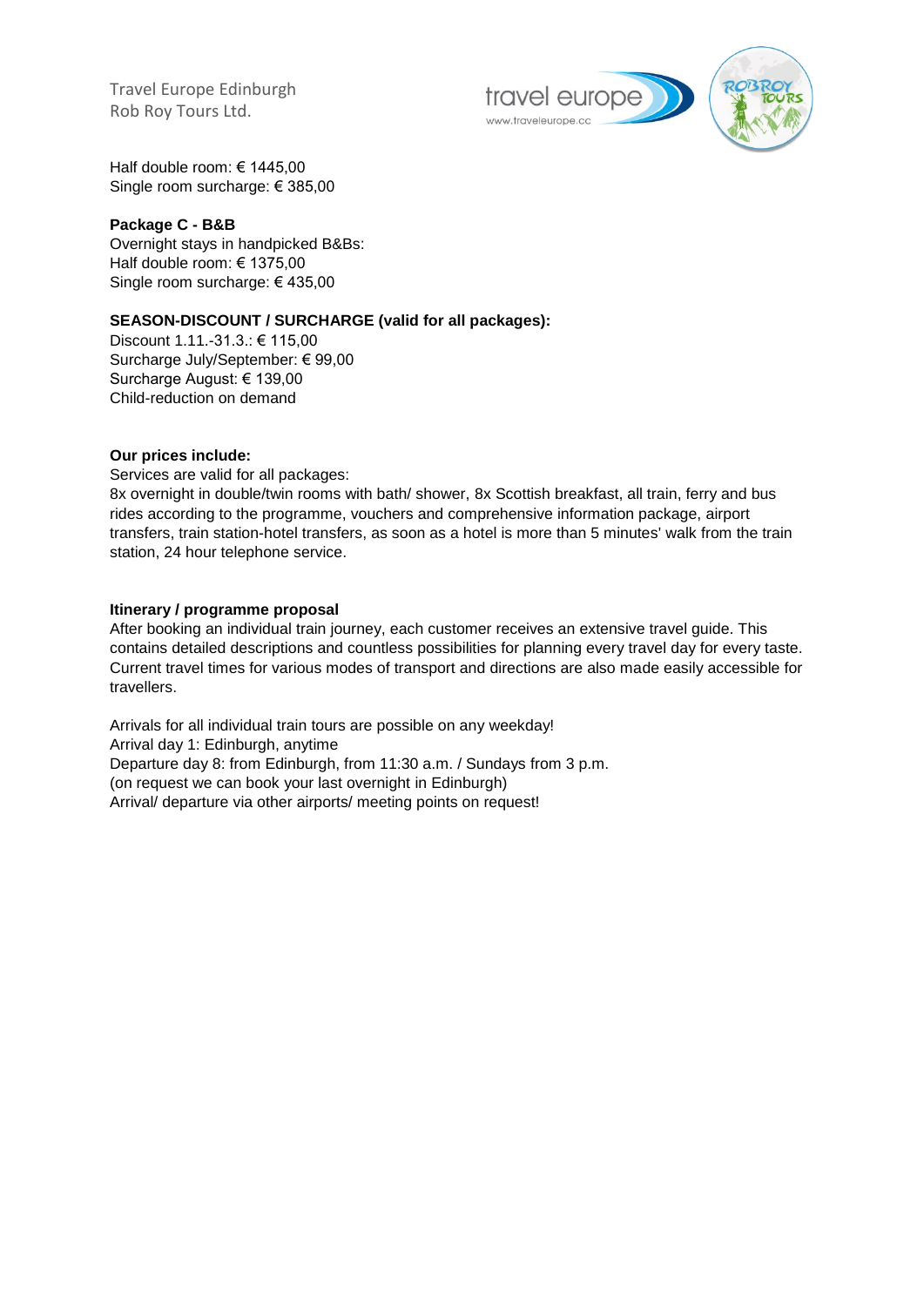Half double room: € 1445,00
Single room surcharge: € 385,00

**Package C - B&B**
Overnight stays in handpicked B&Bs:
Half double room: € 1375,00
Single room surcharge: € 435,00

**SEASON-DISCOUNT / SURCHARGE (valid for all packages):**
Discount 1.11.-31.3.: € 115,00
Surcharge July/September: € 99,00
Surcharge August: € 139,00
Child-reduction on demand

**Our prices include:**
Services are valid for all packages:
8x overnight in double/twin rooms with bath/ shower, 8x Scottish breakfast, all train, ferry and bus rides according to the programme, vouchers and comprehensive information package, airport transfers, train station-hotel transfers, as soon as a hotel is more than 5 minutes' walk from the train station, 24 hour telephone service.

**Itinerary / programme proposal**
After booking an individual train journey, each customer receives an extensive travel guide. This contains detailed descriptions and countless possibilities for planning every travel day for every taste. Current travel times for various modes of transport and directions are also made easily accessible for travellers.

Arrivals for all individual train tours are possible on any weekday!
Arrival day 1: Edinburgh, anytime
Departure day 8: from Edinburgh, from 11:30 a.m. / Sundays from 3 p.m.
(on request we can book your last overnight in Edinburgh)
Arrival/ departure via other airports/ meeting points on request!